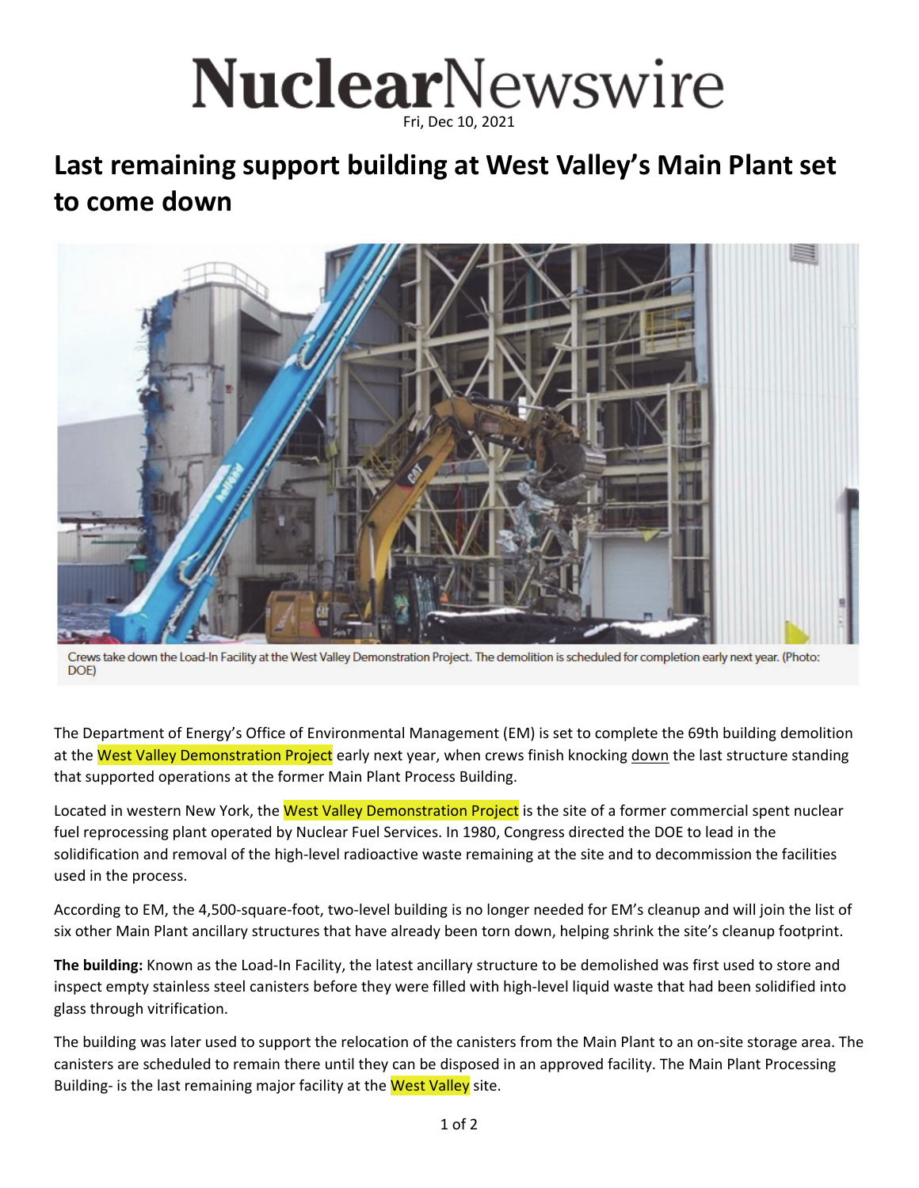# NuclearNewswire

Fri, Dec 10, 2021

## Last remaining support building at West Valley's Main Plant set to come down

Crews take down the Load-In Facility at the West Valley Demonstration Project. The demolition is scheduled for completion early next year. (Photo: DOE)

The Department of Energy's Office of Environmental Management (EM) is set to complete the 69th building demolition at the West Valley Demonstration Project early next year, when crews finish knocking down the last structure standing that supported operations at the former Main Plant Process Building.

Located in western New York, the West Valley Demonstration Project is the site of a former commercial spent nuclear fuel reprocessing plant operated by Nuclear Fuel Services. In 1980, Congress directed the DOE to lead in the solidification and removal of the high-level radioactive waste remaining at the site and to decommission the facilities used in the process.

According to EM, the 4,500-square-foot, two-level building is no longer needed for EM's cleanup and will join the list of six other Main Plant ancillary structures that have already been torn down, helping shrink the site's cleanup footprint.

**The building:** Known as the Load-In Facility, the latest ancillary structure to be demolished was first used to store and inspect empty stainless steel canisters before they were filled with high-level liquid waste that had been solidified into glass through vitrification.

The building was later used to support the relocation of the canisters from the Main Plant to an on-site storage area. The canisters are scheduled to remain there until they can be disposed in an approved facility. The Main Plant Processing Building- is the last remaining major facility at the West Valley site.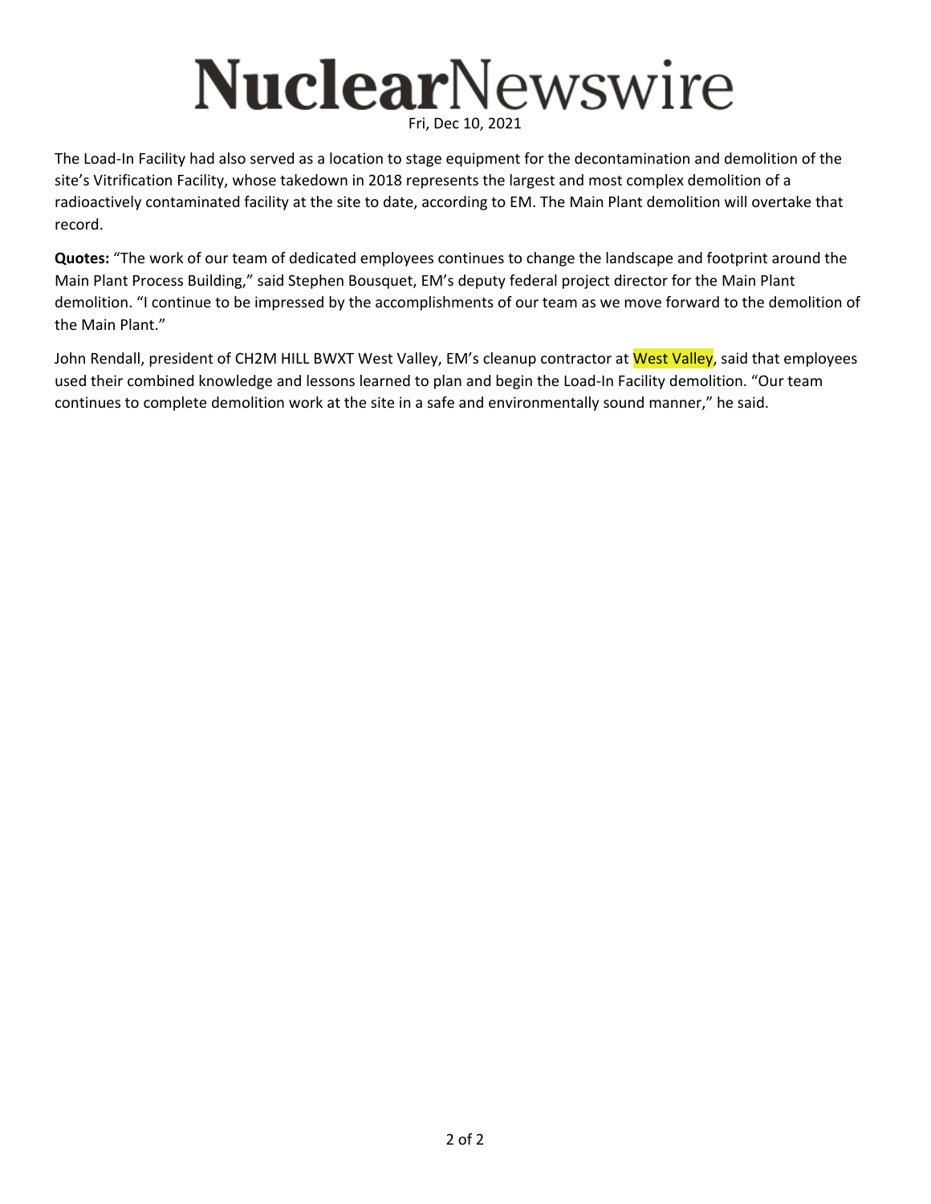The Load-In Facility had also served as a location to stage equipment for the decontamination and demolition of the site's Vitrification Facility, whose takedown in 2018 represents the largest and most complex demolition of a radioactively contaminated facility at the site to date, according to EM. The Main Plant demolition will overtake that record.

**Quotes:** "The work of our team of dedicated employees continues to change the landscape and footprint around the Main Plant Process Building," said Stephen Bousquet, EM's deputy federal project director for the Main Plant demolition. "I continue to be impressed by the accomplishments of our team as we move forward to the demolition of the Main Plant."

John Rendall, president of CH2M HILL BWXT West Valley, EM's cleanup contractor at West Valley, said that employees used their combined knowledge and lessons learned to plan and begin the Load-In Facility demolition. "Our team continues to complete demolition work at the site in a safe and environmentally sound manner," he said.